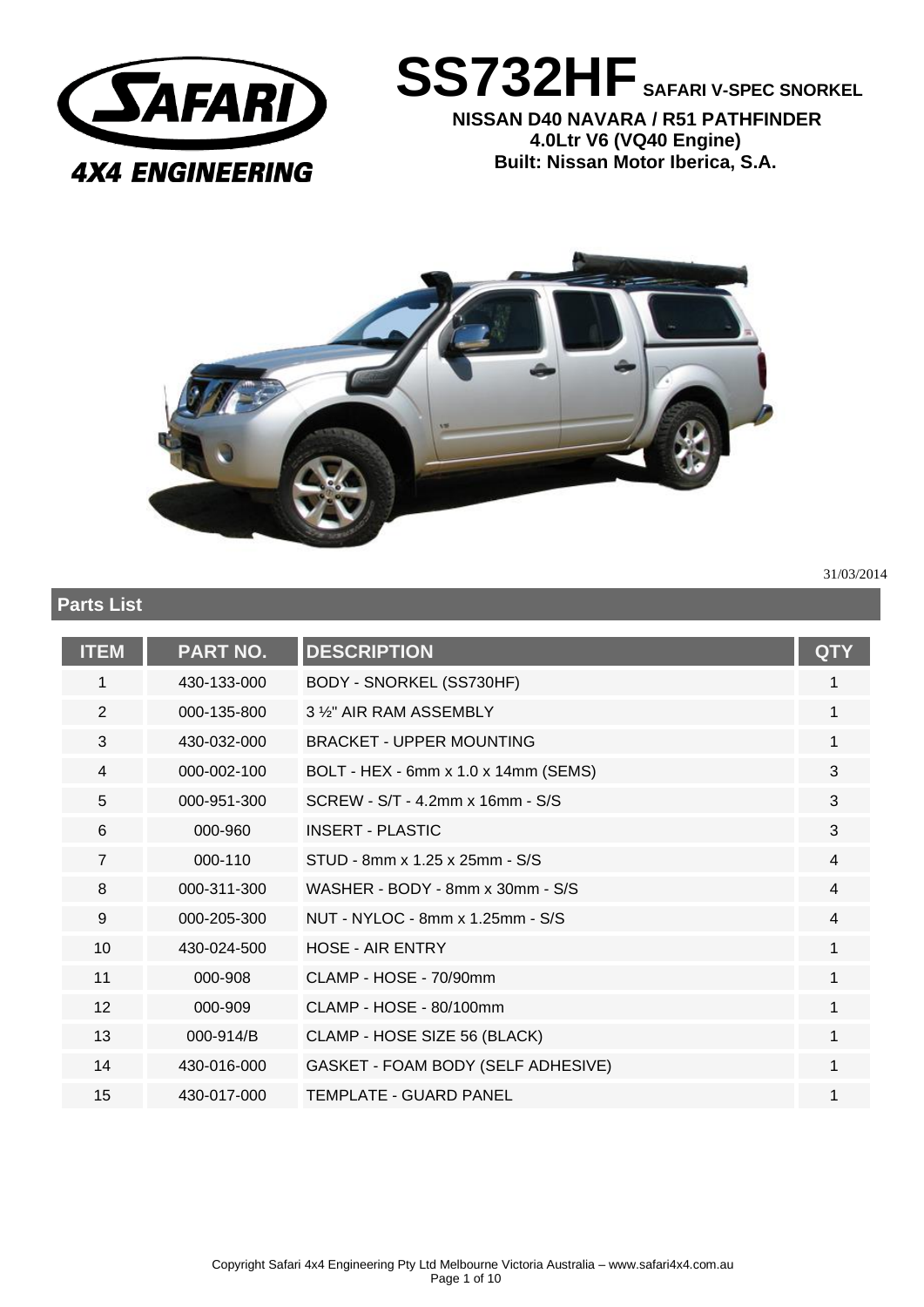# SS732HF SAFARI V-SPEC SNORKEL

**NISSAN D40 NAVARA / R51 PATHFINDER**
**4.0Ltr V6 (VQ40 Engine)**
**Built: Nissan Motor Iberica, S.A.**

31/03/2014

## Parts List

| ITEM | PART NO. | DESCRIPTION | QTY |
|---|---|---|---|
| 1 | 430-133-000 | BODY - SNORKEL (SS730HF) | 1 |
| 2 | 000-135-800 | 3 ½" AIR RAM ASSEMBLY | 1 |
| 3 | 430-032-000 | BRACKET - UPPER MOUNTING | 1 |
| 4 | 000-002-100 | BOLT - HEX - 6mm x 1.0 x 14mm (SEMS) | 3 |
| 5 | 000-951-300 | SCREW - S/T - 4.2mm x 16mm - S/S | 3 |
| 6 | 000-960 | INSERT - PLASTIC | 3 |
| 7 | 000-110 | STUD - 8mm x 1.25 x 25mm - S/S | 4 |
| 8 | 000-311-300 | WASHER - BODY - 8mm x 30mm - S/S | 4 |
| 9 | 000-205-300 | NUT - NYLOC - 8mm x 1.25mm - S/S | 4 |
| 10 | 430-024-500 | HOSE - AIR ENTRY | 1 |
| 11 | 000-908 | CLAMP - HOSE - 70/90mm | 1 |
| 12 | 000-909 | CLAMP - HOSE - 80/100mm | 1 |
| 13 | 000-914/B | CLAMP - HOSE SIZE 56 (BLACK) | 1 |
| 14 | 430-016-000 | GASKET - FOAM BODY (SELF ADHESIVE) | 1 |
| 15 | 430-017-000 | TEMPLATE - GUARD PANEL | 1 |

Copyright Safari 4x4 Engineering Pty Ltd Melbourne Victoria Australia – www.safari4x4.com.au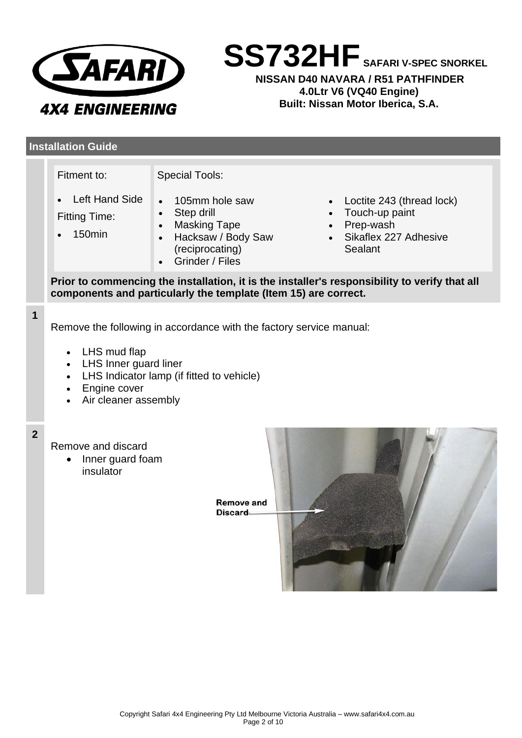# SS732HF SAFARI V-SPEC SNORKEL

**NISSAN D40 NAVARA / R51 PATHFINDER**
**4.0Ltr V6 (VQ40 Engine)**
**Built: Nissan Motor Iberica, S.A.**

## Installation Guide

| Fitment to: | Special Tools: | |
|---|---|---|
| • Left Hand Side<br>Fitting Time:<br>• 150min | • 105mm hole saw<br>• Step drill<br>• Masking Tape<br>• Hacksaw / Body Saw (reciprocating)<br>• Grinder / Files | • Loctite 243 (thread lock)<br>• Touch-up paint<br>• Prep-wash<br>• Sikaflex 227 Adhesive Sealant |

**Prior to commencing the installation, it is the installer's responsibility to verify that all components and particularly the template (Item 15) are correct.**

**1**

Remove the following in accordance with the factory service manual:

- LHS mud flap
- LHS Inner guard liner
- LHS Indicator lamp (if fitted to vehicle)
- Engine cover
- Air cleaner assembly

**2**

Remove and discard

- Inner guard foam insulator

Remove and Discard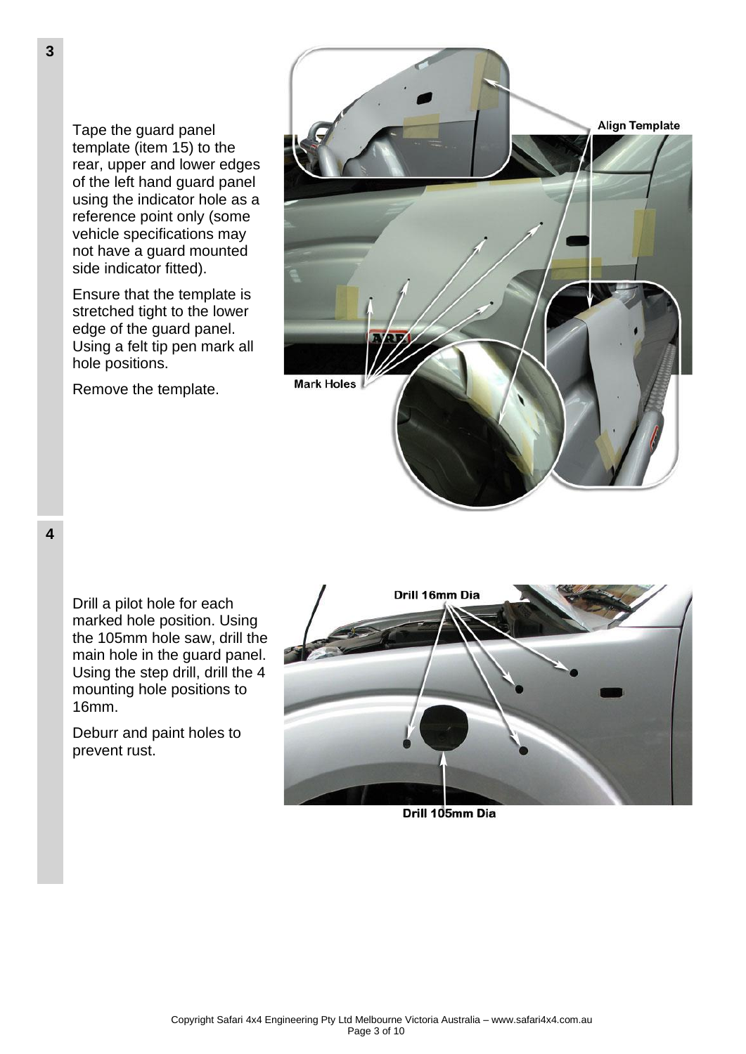**3**

Tape the guard panel template (item 15) to the rear, upper and lower edges of the left hand guard panel using the indicator hole as a reference point only (some vehicle specifications may not have a guard mounted side indicator fitted).

Ensure that the template is stretched tight to the lower edge of the guard panel. Using a felt tip pen mark all hole positions.

Remove the template.

**4**

Drill a pilot hole for each marked hole position. Using the 105mm hole saw, drill the main hole in the guard panel. Using the step drill, drill the 4 mounting hole positions to 16mm.

Deburr and paint holes to prevent rust.

Copyright Safari 4x4 Engineering Pty Ltd Melbourne Victoria Australia – www.safari4x4.com.au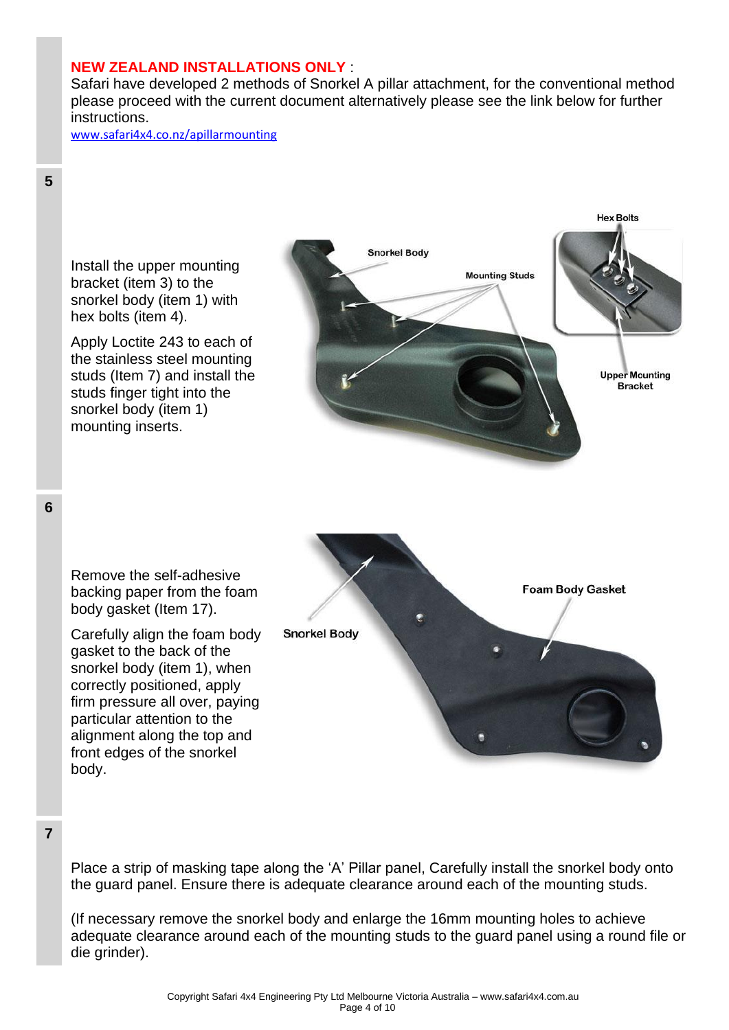**NEW ZEALAND INSTALLATIONS ONLY** :
Safari have developed 2 methods of Snorkel A pillar attachment, for the conventional method please proceed with the current document alternatively please see the link below for further instructions.
www.safari4x4.co.nz/apillarmounting

**5**

Install the upper mounting bracket (item 3) to the snorkel body (item 1) with hex bolts (item 4).

Apply Loctite 243 to each of the stainless steel mounting studs (Item 7) and install the studs finger tight into the snorkel body (item 1) mounting inserts.

**6**

Remove the self-adhesive backing paper from the foam body gasket (Item 17).

Carefully align the foam body gasket to the back of the snorkel body (item 1), when correctly positioned, apply firm pressure all over, paying particular attention to the alignment along the top and front edges of the snorkel body.

**7**

Place a strip of masking tape along the 'A' Pillar panel, Carefully install the snorkel body onto the guard panel. Ensure there is adequate clearance around each of the mounting studs.

(If necessary remove the snorkel body and enlarge the 16mm mounting holes to achieve adequate clearance around each of the mounting studs to the guard panel using a round file or die grinder).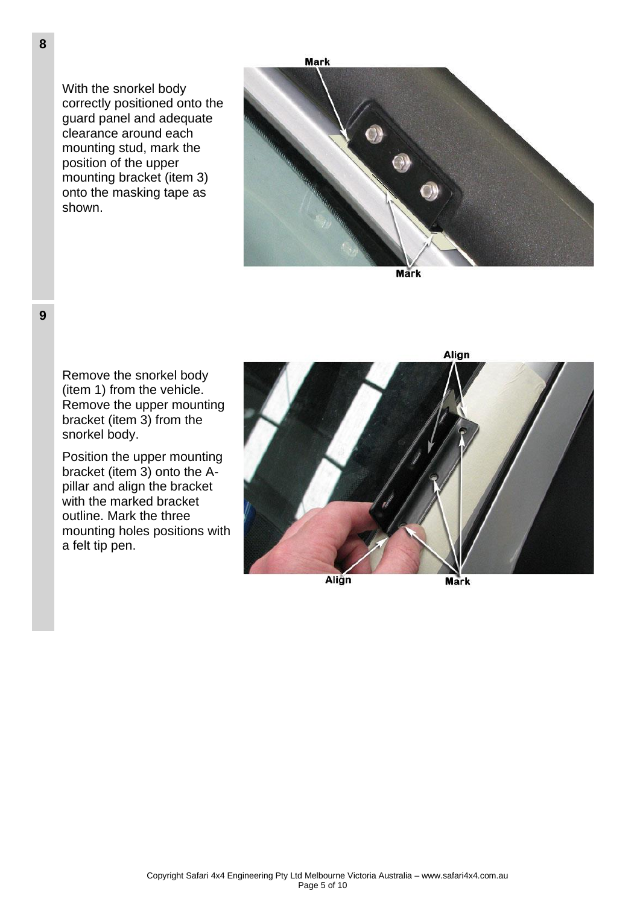**8**

With the snorkel body correctly positioned onto the guard panel and adequate clearance around each mounting stud, mark the position of the upper mounting bracket (item 3) onto the masking tape as shown.

**9**

Remove the snorkel body (item 1) from the vehicle. Remove the upper mounting bracket (item 3) from the snorkel body.

Position the upper mounting bracket (item 3) onto the A-pillar and align the bracket with the marked bracket outline. Mark the three mounting holes positions with a felt tip pen.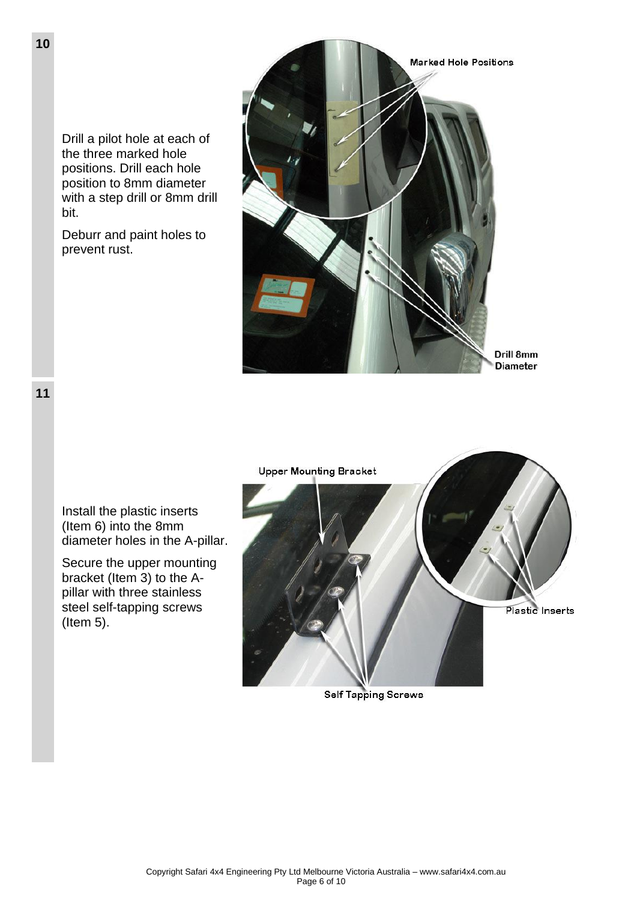**10**

Drill a pilot hole at each of the three marked hole positions. Drill each hole position to 8mm diameter with a step drill or 8mm drill bit.

Deburr and paint holes to prevent rust.

Marked Hole Positions

Drill 8mm Diameter

**11**

Install the plastic inserts (Item 6) into the 8mm diameter holes in the A-pillar.

Secure the upper mounting bracket (Item 3) to the A-pillar with three stainless steel self-tapping screws (Item 5).

Upper Mounting Bracket

Plastic Inserts

Self Tapping Screws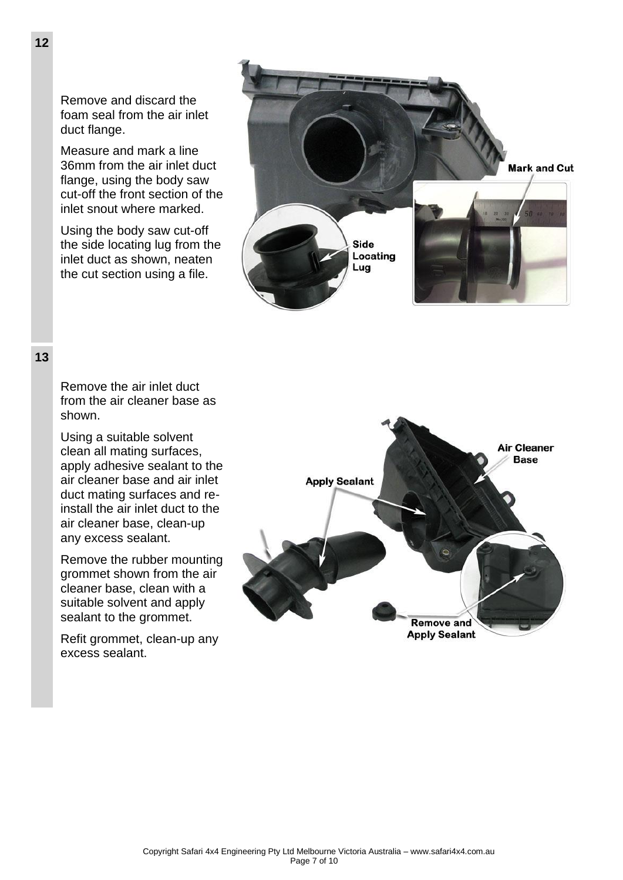**12**

Remove and discard the foam seal from the air inlet duct flange.

Measure and mark a line 36mm from the air inlet duct flange, using the body saw cut-off the front section of the inlet snout where marked.

Using the body saw cut-off the side locating lug from the inlet duct as shown, neaten the cut section using a file.

**13**

Remove the air inlet duct from the air cleaner base as shown.

Using a suitable solvent clean all mating surfaces, apply adhesive sealant to the air cleaner base and air inlet duct mating surfaces and re-install the air inlet duct to the air cleaner base, clean-up any excess sealant.

Remove the rubber mounting grommet shown from the air cleaner base, clean with a suitable solvent and apply sealant to the grommet.

Refit grommet, clean-up any excess sealant.

Copyright Safari 4x4 Engineering Pty Ltd Melbourne Victoria Australia – www.safari4x4.com.au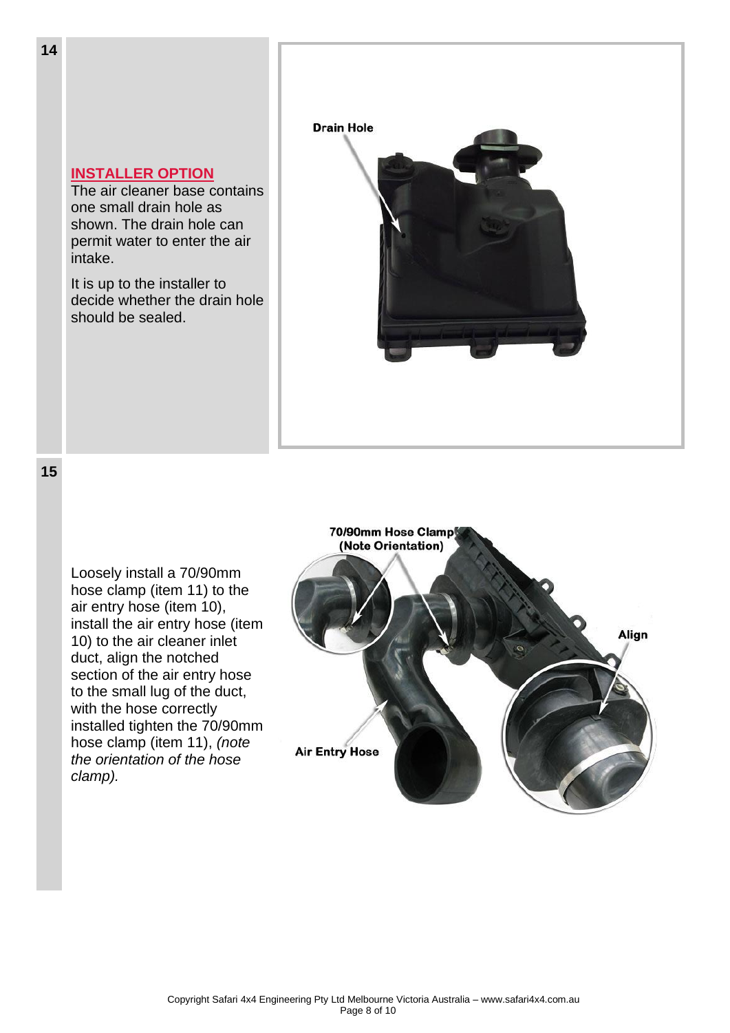**14**

**INSTALLER OPTION**

The air cleaner base contains one small drain hole as shown. The drain hole can permit water to enter the air intake.

It is up to the installer to decide whether the drain hole should be sealed.

Drain Hole

**15**

Loosely install a 70/90mm hose clamp (item 11) to the air entry hose (item 10), install the air entry hose (item 10) to the air cleaner inlet duct, align the notched section of the air entry hose to the small lug of the duct, with the hose correctly installed tighten the 70/90mm hose clamp (item 11), *(note the orientation of the hose clamp).*

70/90mm Hose Clamp (Note Orientation)

Align

Air Entry Hose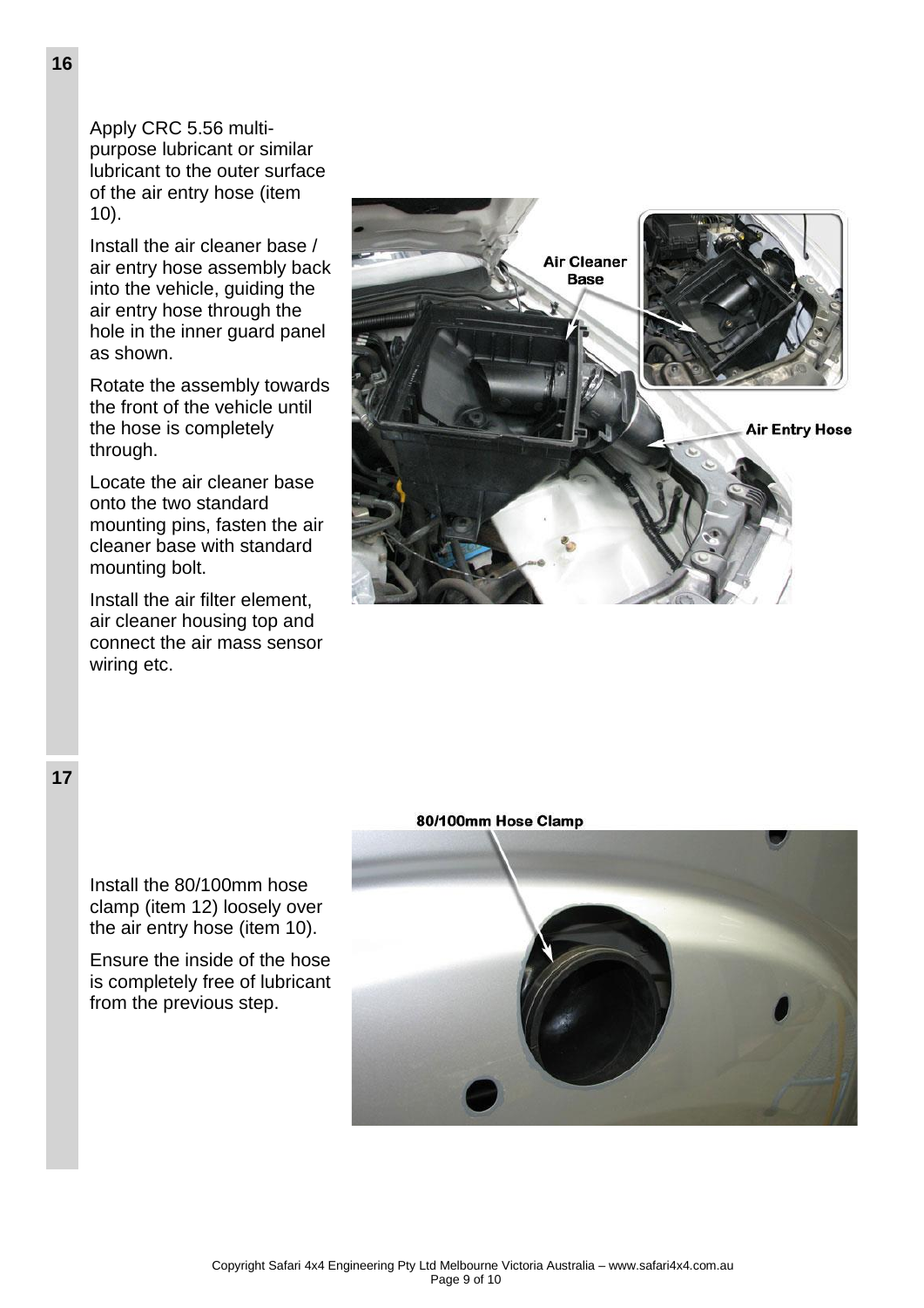**16**

Apply CRC 5.56 multi-purpose lubricant or similar lubricant to the outer surface of the air entry hose (item 10).

Install the air cleaner base / air entry hose assembly back into the vehicle, guiding the air entry hose through the hole in the inner guard panel as shown.

Rotate the assembly towards the front of the vehicle until the hose is completely through.

Locate the air cleaner base onto the two standard mounting pins, fasten the air cleaner base with standard mounting bolt.

Install the air filter element, air cleaner housing top and connect the air mass sensor wiring etc.

**17**

Install the 80/100mm hose clamp (item 12) loosely over the air entry hose (item 10).

Ensure the inside of the hose is completely free of lubricant from the previous step.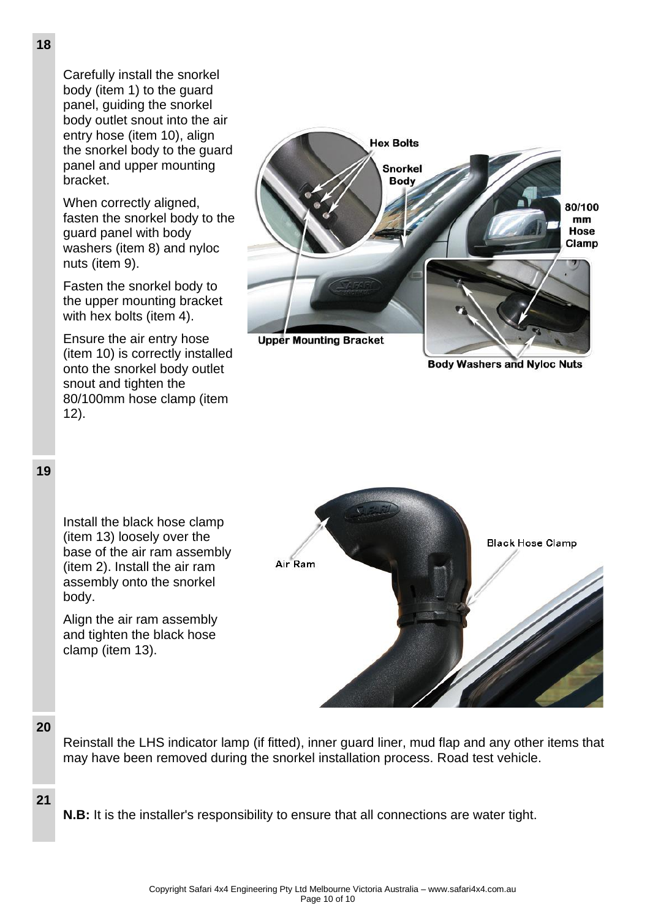**18**

Carefully install the snorkel body (item 1) to the guard panel, guiding the snorkel body outlet snout into the air entry hose (item 10), align the snorkel body to the guard panel and upper mounting bracket.

When correctly aligned, fasten the snorkel body to the guard panel with body washers (item 8) and nyloc nuts (item 9).

Fasten the snorkel body to the upper mounting bracket with hex bolts (item 4).

Ensure the air entry hose (item 10) is correctly installed onto the snorkel body outlet snout and tighten the 80/100mm hose clamp (item 12).

Hex Bolts
Snorkel Body
80/100 mm Hose Clamp
Upper Mounting Bracket
Body Washers and Nyloc Nuts

**19**

Install the black hose clamp (item 13) loosely over the base of the air ram assembly (item 2). Install the air ram assembly onto the snorkel body.

Align the air ram assembly and tighten the black hose clamp (item 13).

Air Ram
Black Hose Clamp

**20**

Reinstall the LHS indicator lamp (if fitted), inner guard liner, mud flap and any other items that may have been removed during the snorkel installation process. Road test vehicle.

**21**

**N.B:** It is the installer's responsibility to ensure that all connections are water tight.

Copyright Safari 4x4 Engineering Pty Ltd Melbourne Victoria Australia – www.safari4x4.com.au